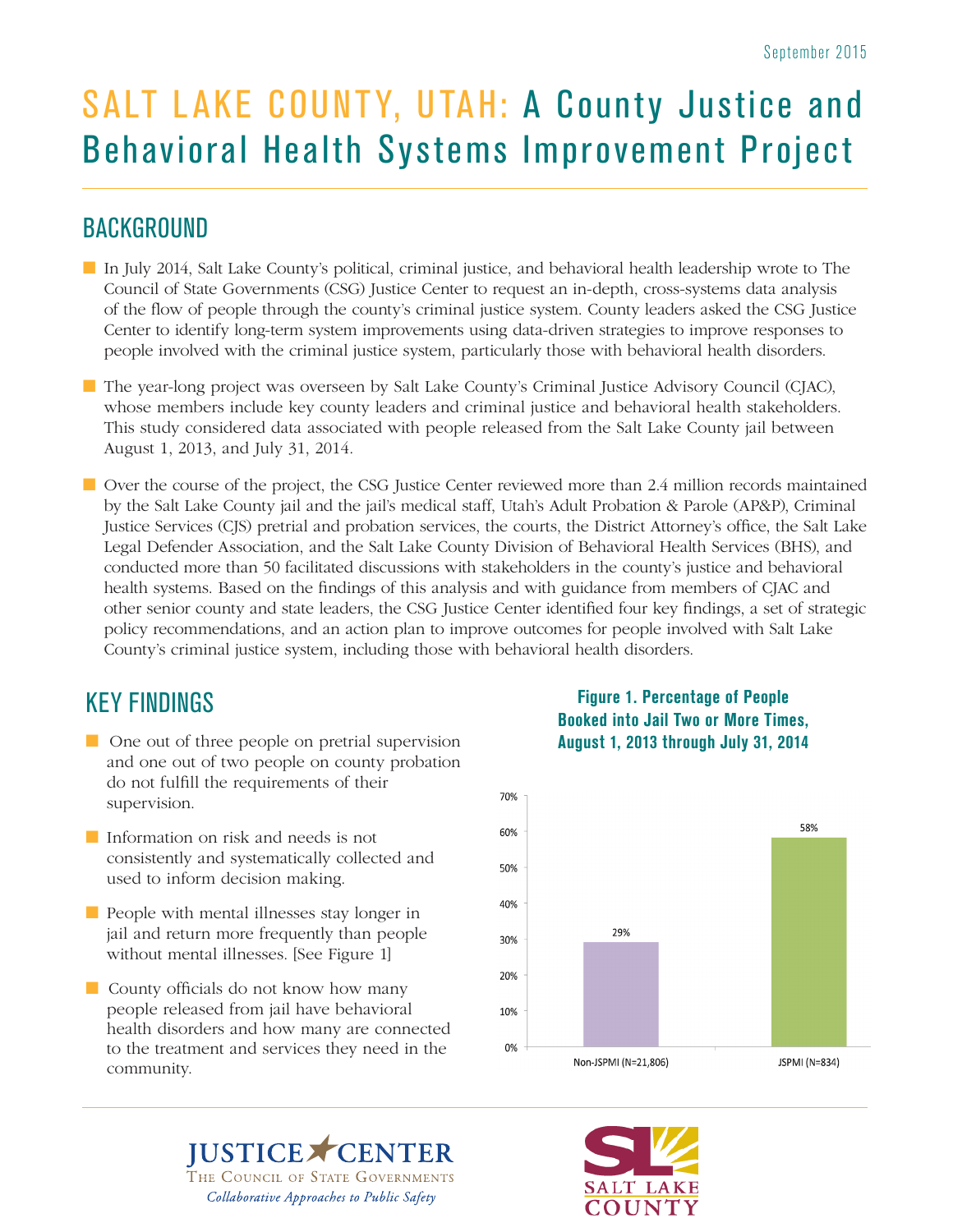September 2015

# SALT LAKE COUNTY, UTAH: A County Justice and Behavioral Health Systems Improvement Project

## BACKGROUND

- In July 2014, Salt Lake County's political, criminal justice, and behavioral health leadership wrote to The Council of State Governments (CSG) Justice Center to request an in-depth, cross-systems data analysis of the flow of people through the county's criminal justice system. County leaders asked the CSG Justice Center to identify long-term system improvements using data-driven strategies to improve responses to people involved with the criminal justice system, particularly those with behavioral health disorders.
- The year-long project was overseen by Salt Lake County's Criminal Justice Advisory Council (CJAC), whose members include key county leaders and criminal justice and behavioral health stakeholders. This study considered data associated with people released from the Salt Lake County jail between August 1, 2013, and July 31, 2014.
- Over the course of the project, the CSG Justice Center reviewed more than 2.4 million records maintained by the Salt Lake County jail and the jail's medical staff, Utah's Adult Probation & Parole (AP&P), Criminal Justice Services (CJS) pretrial and probation services, the courts, the District Attorney's office, the Salt Lake Legal Defender Association, and the Salt Lake County Division of Behavioral Health Services (BHS), and conducted more than 50 facilitated discussions with stakeholders in the county's justice and behavioral health systems. Based on the findings of this analysis and with guidance from members of CJAC and other senior county and state leaders, the CSG Justice Center identified four key findings, a set of strategic policy recommendations, and an action plan to improve outcomes for people involved with Salt Lake County's criminal justice system, including those with behavioral health disorders.

## KEY FINDINGS

- One out of three people on pretrial supervision and one out of two people on county probation do not fulfill the requirements of their supervision.
- Information on risk and needs is not consistently and systematically collected and used to inform decision making.
- People with mental illnesses stay longer in jail and return more frequently than people without mental illnesses. [See Figure 1]
- County officials do not know how many people released from jail have behavioral health disorders and how many are connected to the treatment and services they need in the community.

**Figure 1. Percentage of People Booked into Jail Two or More Times, August 1, 2013 through July 31, 2014**

0%
10%
20%
30%
40%
50%
60%
70%

29%
58%

Non-JSPMI (N=21,806)
JSPMI (N=834)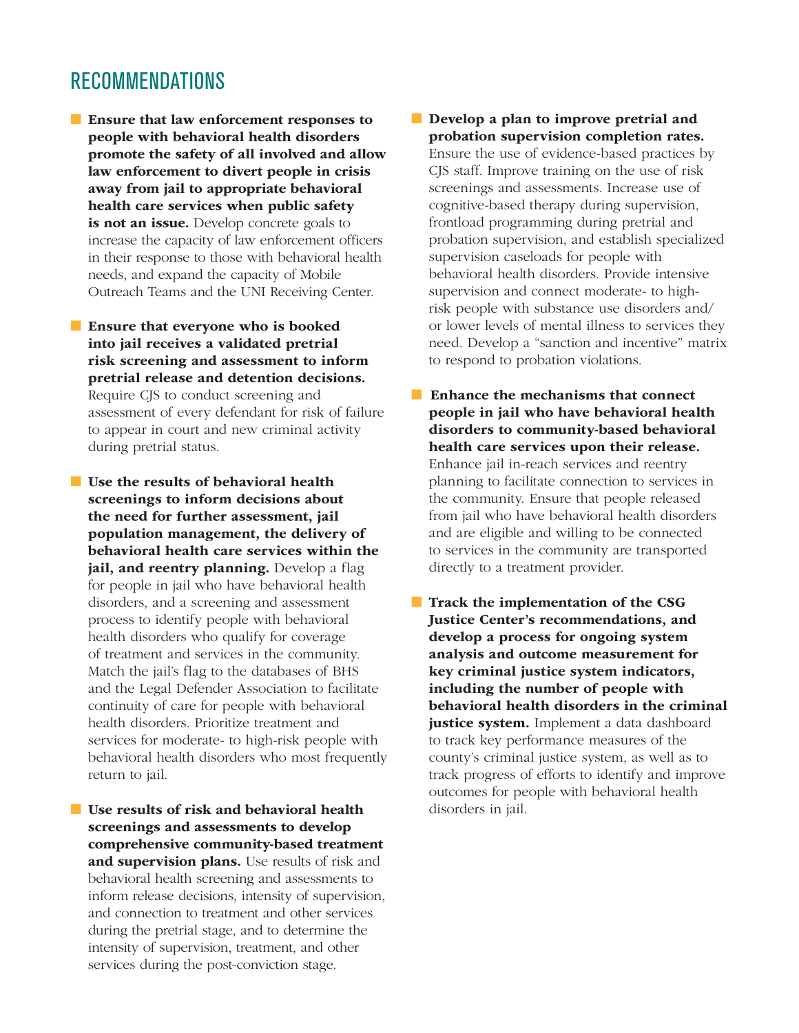## RECOMMENDATIONS

- **Ensure that law enforcement responses to people with behavioral health disorders promote the safety of all involved and allow law enforcement to divert people in crisis away from jail to appropriate behavioral health care services when public safety is not an issue.** Develop concrete goals to increase the capacity of law enforcement officers in their response to those with behavioral health needs, and expand the capacity of Mobile Outreach Teams and the UNI Receiving Center.

- **Ensure that everyone who is booked into jail receives a validated pretrial risk screening and assessment to inform pretrial release and detention decisions.** Require CJS to conduct screening and assessment of every defendant for risk of failure to appear in court and new criminal activity during pretrial status.

- **Use the results of behavioral health screenings to inform decisions about the need for further assessment, jail population management, the delivery of behavioral health care services within the jail, and reentry planning.** Develop a flag for people in jail who have behavioral health disorders, and a screening and assessment process to identify people with behavioral health disorders who qualify for coverage of treatment and services in the community. Match the jail's flag to the databases of BHS and the Legal Defender Association to facilitate continuity of care for people with behavioral health disorders. Prioritize treatment and services for moderate- to high-risk people with behavioral health disorders who most frequently return to jail.

- **Use results of risk and behavioral health screenings and assessments to develop comprehensive community-based treatment and supervision plans.** Use results of risk and behavioral health screening and assessments to inform release decisions, intensity of supervision, and connection to treatment and other services during the pretrial stage, and to determine the intensity of supervision, treatment, and other services during the post-conviction stage.

- **Develop a plan to improve pretrial and probation supervision completion rates.** Ensure the use of evidence-based practices by CJS staff. Improve training on the use of risk screenings and assessments. Increase use of cognitive-based therapy during supervision, frontload programming during pretrial and probation supervision, and establish specialized supervision caseloads for people with behavioral health disorders. Provide intensive supervision and connect moderate- to high-risk people with substance use disorders and/or lower levels of mental illness to services they need. Develop a "sanction and incentive" matrix to respond to probation violations.

- **Enhance the mechanisms that connect people in jail who have behavioral health disorders to community-based behavioral health care services upon their release.** Enhance jail in-reach services and reentry planning to facilitate connection to services in the community. Ensure that people released from jail who have behavioral health disorders and are eligible and willing to be connected to services in the community are transported directly to a treatment provider.

- **Track the implementation of the CSG Justice Center's recommendations, and develop a process for ongoing system analysis and outcome measurement for key criminal justice system indicators, including the number of people with behavioral health disorders in the criminal justice system.** Implement a data dashboard to track key performance measures of the county's criminal justice system, as well as to track progress of efforts to identify and improve outcomes for people with behavioral health disorders in jail.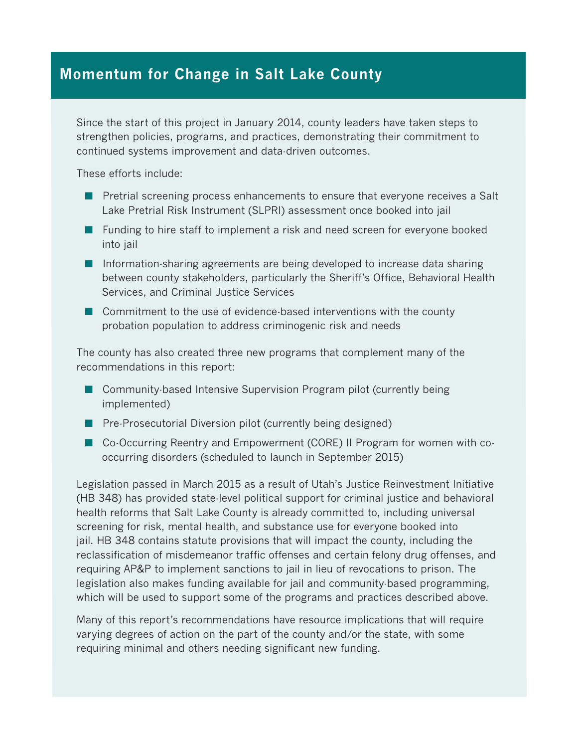## Momentum for Change in Salt Lake County

Since the start of this project in January 2014, county leaders have taken steps to strengthen policies, programs, and practices, demonstrating their commitment to continued systems improvement and data-driven outcomes.

These efforts include:

- Pretrial screening process enhancements to ensure that everyone receives a Salt Lake Pretrial Risk Instrument (SLPRI) assessment once booked into jail
- Funding to hire staff to implement a risk and need screen for everyone booked into jail
- Information-sharing agreements are being developed to increase data sharing between county stakeholders, particularly the Sheriff's Office, Behavioral Health Services, and Criminal Justice Services
- Commitment to the use of evidence-based interventions with the county probation population to address criminogenic risk and needs

The county has also created three new programs that complement many of the recommendations in this report:

- Community-based Intensive Supervision Program pilot (currently being implemented)
- Pre-Prosecutorial Diversion pilot (currently being designed)
- Co-Occurring Reentry and Empowerment (CORE) II Program for women with co-occurring disorders (scheduled to launch in September 2015)

Legislation passed in March 2015 as a result of Utah's Justice Reinvestment Initiative (HB 348) has provided state-level political support for criminal justice and behavioral health reforms that Salt Lake County is already committed to, including universal screening for risk, mental health, and substance use for everyone booked into jail. HB 348 contains statute provisions that will impact the county, including the reclassification of misdemeanor traffic offenses and certain felony drug offenses, and requiring AP&P to implement sanctions to jail in lieu of revocations to prison. The legislation also makes funding available for jail and community-based programming, which will be used to support some of the programs and practices described above.

Many of this report's recommendations have resource implications that will require varying degrees of action on the part of the county and/or the state, with some requiring minimal and others needing significant new funding.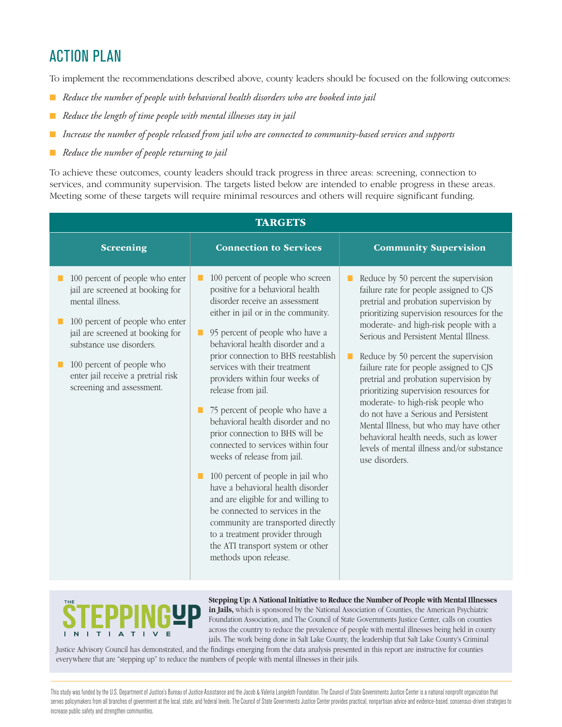## ACTION PLAN

To implement the recommendations described above, county leaders should be focused on the following outcomes:

- *Reduce the number of people with behavioral health disorders who are booked into jail*
- *Reduce the length of time people with mental illnesses stay in jail*
- *Increase the number of people released from jail who are connected to community-based services and supports*
- *Reduce the number of people returning to jail*

To achieve these outcomes, county leaders should track progress in three areas: screening, connection to services, and community supervision. The targets listed below are intended to enable progress in these areas. Meeting some of these targets will require minimal resources and others will require significant funding.

| TARGETS | | |
|---|---|---|
| **Screening** | **Connection to Services** | **Community Supervision** |
| • 100 percent of people who enter jail are screened at booking for mental illness.<br>• 100 percent of people who enter jail are screened at booking for substance use disorders.<br>• 100 percent of people who enter jail receive a pretrial risk screening and assessment. | • 100 percent of people who screen positive for a behavioral health disorder receive an assessment either in jail or in the community.<br>• 95 percent of people who have a behavioral health disorder and a prior connection to BHS reestablish services with their treatment providers within four weeks of release from jail.<br>• 75 percent of people who have a behavioral health disorder and no prior connection to BHS will be connected to services within four weeks of release from jail.<br>• 100 percent of people in jail who have a behavioral health disorder and are eligible for and willing to be connected to services in the community are transported directly to a treatment provider through the ATI transport system or other methods upon release. | • Reduce by 50 percent the supervision failure rate for people assigned to CJS pretrial and probation supervision by prioritizing supervision resources for the moderate- and high-risk people with a Serious and Persistent Mental Illness.<br>• Reduce by 50 percent the supervision failure rate for people assigned to CJS pretrial and probation supervision by prioritizing supervision resources for moderate- to high-risk people who do not have a Serious and Persistent Mental Illness, but who may have other behavioral health needs, such as lower levels of mental illness and/or substance use disorders. |

THE STEPPING UP INITIATIVE

**Stepping Up: A National Initiative to Reduce the Number of People with Mental Illnesses in Jails,** which is sponsored by the National Association of Counties, the American Psychiatric Foundation Association, and The Council of State Governments Justice Center, calls on counties across the country to reduce the prevalence of people with mental illnesses being held in county jails. The work being done in Salt Lake County, the leadership that Salt Lake County's Criminal Justice Advisory Council has demonstrated, and the findings emerging from the data analysis presented in this report are instructive for counties everywhere that are "stepping up" to reduce the numbers of people with mental illnesses in their jails.

This study was funded by the U.S. Department of Justice's Bureau of Justice Assistance and the Jacob & Valeria Langeloth Foundation. The Council of State Governments Justice Center is a national nonprofit organization that serves policymakers from all branches of government at the local, state, and federal levels. The Council of State Governments Justice Center provides practical, nonpartisan advice and evidence-based, consensus-driven strategies to increase public safety and strengthen communities.